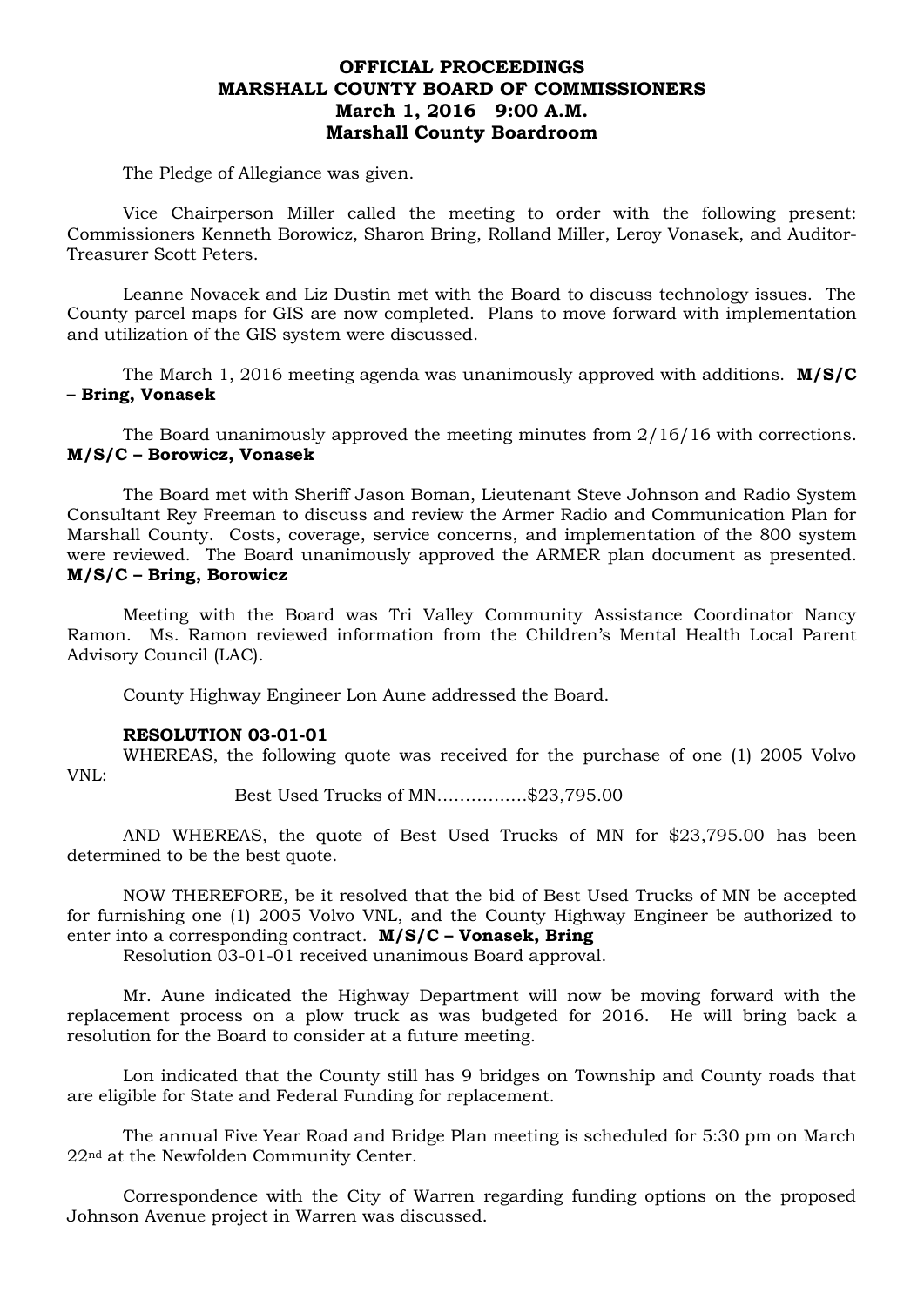**OFFICIAL PROCEEDINGS**
**MARSHALL COUNTY BOARD OF COMMISSIONERS**
**March 1, 2016 9:00 A.M.**
**Marshall County Boardroom**

The Pledge of Allegiance was given.

Vice Chairperson Miller called the meeting to order with the following present: Commissioners Kenneth Borowicz, Sharon Bring, Rolland Miller, Leroy Vonasek, and Auditor-Treasurer Scott Peters.

Leanne Novacek and Liz Dustin met with the Board to discuss technology issues. The County parcel maps for GIS are now completed. Plans to move forward with implementation and utilization of the GIS system were discussed.

The March 1, 2016 meeting agenda was unanimously approved with additions. **M/S/C – Bring, Vonasek**

The Board unanimously approved the meeting minutes from 2/16/16 with corrections. **M/S/C – Borowicz, Vonasek**

The Board met with Sheriff Jason Boman, Lieutenant Steve Johnson and Radio System Consultant Rey Freeman to discuss and review the Armer Radio and Communication Plan for Marshall County. Costs, coverage, service concerns, and implementation of the 800 system were reviewed. The Board unanimously approved the ARMER plan document as presented. **M/S/C – Bring, Borowicz**

Meeting with the Board was Tri Valley Community Assistance Coordinator Nancy Ramon. Ms. Ramon reviewed information from the Children's Mental Health Local Parent Advisory Council (LAC).

County Highway Engineer Lon Aune addressed the Board.

**RESOLUTION 03-01-01**

WHEREAS, the following quote was received for the purchase of one (1) 2005 Volvo VNL:

Best Used Trucks of MN................$23,795.00

AND WHEREAS, the quote of Best Used Trucks of MN for $23,795.00 has been determined to be the best quote.

NOW THEREFORE, be it resolved that the bid of Best Used Trucks of MN be accepted for furnishing one (1) 2005 Volvo VNL, and the County Highway Engineer be authorized to enter into a corresponding contract. **M/S/C – Vonasek, Bring**

Resolution 03-01-01 received unanimous Board approval.

Mr. Aune indicated the Highway Department will now be moving forward with the replacement process on a plow truck as was budgeted for 2016. He will bring back a resolution for the Board to consider at a future meeting.

Lon indicated that the County still has 9 bridges on Township and County roads that are eligible for State and Federal Funding for replacement.

The annual Five Year Road and Bridge Plan meeting is scheduled for 5:30 pm on March 22nd at the Newfolden Community Center.

Correspondence with the City of Warren regarding funding options on the proposed Johnson Avenue project in Warren was discussed.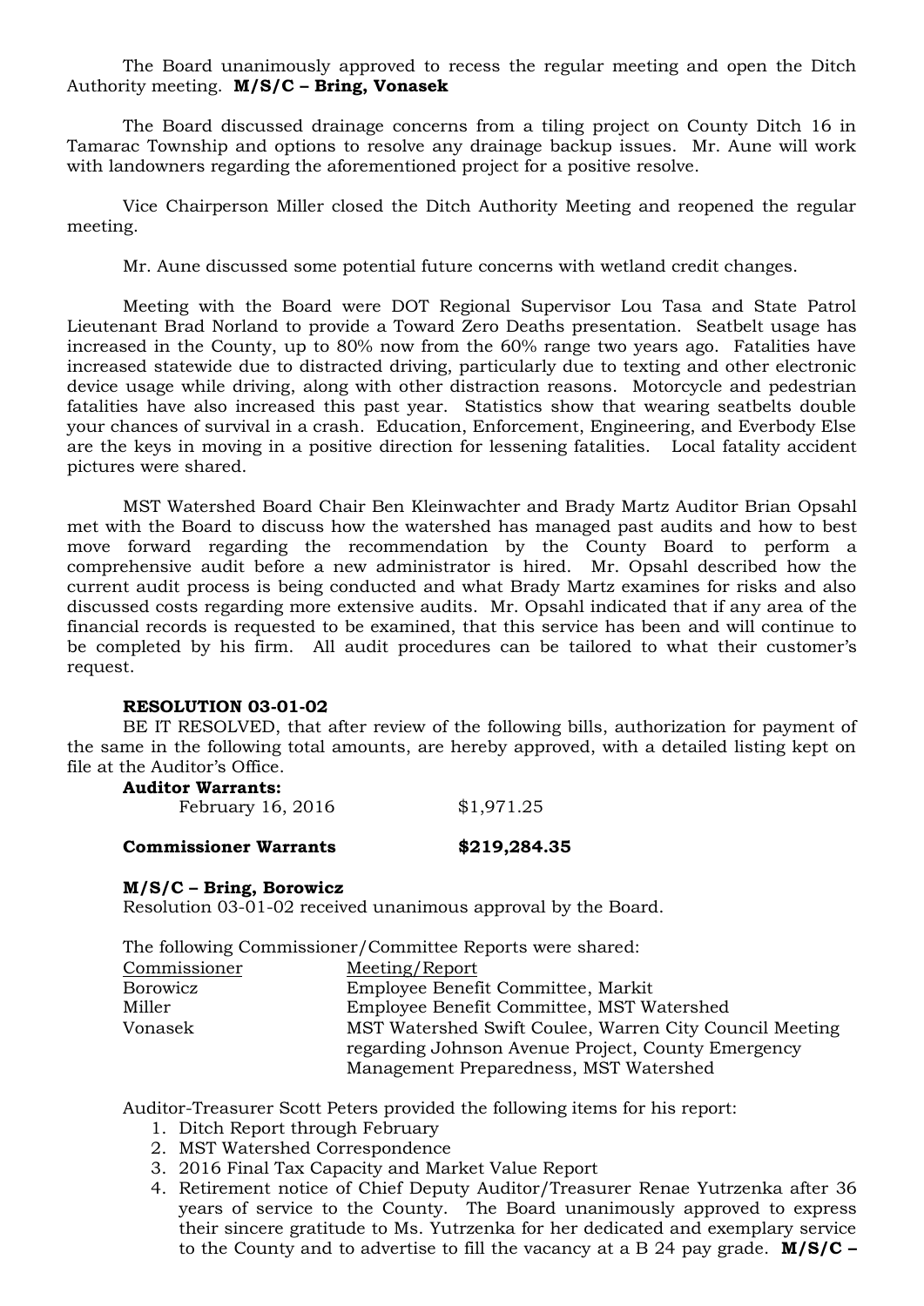The Board unanimously approved to recess the regular meeting and open the Ditch Authority meeting. **M/S/C – Bring, Vonasek**

The Board discussed drainage concerns from a tiling project on County Ditch 16 in Tamarac Township and options to resolve any drainage backup issues. Mr. Aune will work with landowners regarding the aforementioned project for a positive resolve.

Vice Chairperson Miller closed the Ditch Authority Meeting and reopened the regular meeting.

Mr. Aune discussed some potential future concerns with wetland credit changes.

Meeting with the Board were DOT Regional Supervisor Lou Tasa and State Patrol Lieutenant Brad Norland to provide a Toward Zero Deaths presentation. Seatbelt usage has increased in the County, up to 80% now from the 60% range two years ago. Fatalities have increased statewide due to distracted driving, particularly due to texting and other electronic device usage while driving, along with other distraction reasons. Motorcycle and pedestrian fatalities have also increased this past year. Statistics show that wearing seatbelts double your chances of survival in a crash. Education, Enforcement, Engineering, and Everbody Else are the keys in moving in a positive direction for lessening fatalities. Local fatality accident pictures were shared.

MST Watershed Board Chair Ben Kleinwachter and Brady Martz Auditor Brian Opsahl met with the Board to discuss how the watershed has managed past audits and how to best move forward regarding the recommendation by the County Board to perform a comprehensive audit before a new administrator is hired. Mr. Opsahl described how the current audit process is being conducted and what Brady Martz examines for risks and also discussed costs regarding more extensive audits. Mr. Opsahl indicated that if any area of the financial records is requested to be examined, that this service has been and will continue to be completed by his firm. All audit procedures can be tailored to what their customer's request.

**RESOLUTION 03-01-02**

BE IT RESOLVED, that after review of the following bills, authorization for payment of the same in the following total amounts, are hereby approved, with a detailed listing kept on file at the Auditor's Office.

**Auditor Warrants:**

February 16, 2016 $1,971.25

**Commissioner Warrants $219,284.35**

**M/S/C – Bring, Borowicz**

Resolution 03-01-02 received unanimous approval by the Board.

The following Commissioner/Committee Reports were shared:

| Commissioner | Meeting/Report |
|---|---|
| Borowicz | Employee Benefit Committee, Markit |
| Miller | Employee Benefit Committee, MST Watershed |
| Vonasek | MST Watershed Swift Coulee, Warren City Council Meeting regarding Johnson Avenue Project, County Emergency Management Preparedness, MST Watershed |

Auditor-Treasurer Scott Peters provided the following items for his report:

1. Ditch Report through February
2. MST Watershed Correspondence
3. 2016 Final Tax Capacity and Market Value Report
4. Retirement notice of Chief Deputy Auditor/Treasurer Renae Yutrzenka after 36 years of service to the County. The Board unanimously approved to express their sincere gratitude to Ms. Yutrzenka for her dedicated and exemplary service to the County and to advertise to fill the vacancy at a B 24 pay grade. **M/S/C –**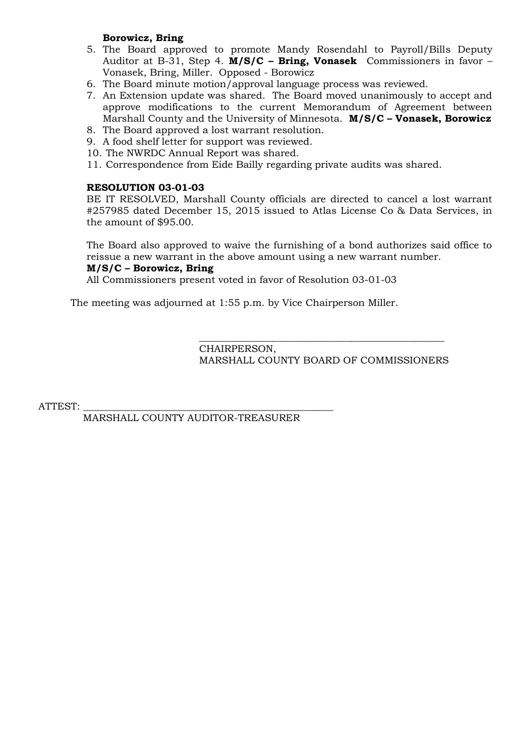**Borowicz, Bring**

5. The Board approved to promote Mandy Rosendahl to Payroll/Bills Deputy Auditor at B-31, Step 4. **M/S/C – Bring, Vonasek** Commissioners in favor – Vonasek, Bring, Miller. Opposed - Borowicz
6. The Board minute motion/approval language process was reviewed.
7. An Extension update was shared. The Board moved unanimously to accept and approve modifications to the current Memorandum of Agreement between Marshall County and the University of Minnesota. **M/S/C – Vonasek, Borowicz**
8. The Board approved a lost warrant resolution.
9. A food shelf letter for support was reviewed.
10. The NWRDC Annual Report was shared.
11. Correspondence from Eide Bailly regarding private audits was shared.

**RESOLUTION 03-01-03**

BE IT RESOLVED, Marshall County officials are directed to cancel a lost warrant #257985 dated December 15, 2015 issued to Atlas License Co & Data Services, in the amount of $95.00.

The Board also approved to waive the furnishing of a bond authorizes said office to reissue a new warrant in the above amount using a new warrant number.

**M/S/C – Borowicz, Bring**

All Commissioners present voted in favor of Resolution 03-01-03

The meeting was adjourned at 1:55 p.m. by Vice Chairperson Miller.

\_\_\_\_\_\_\_\_\_\_\_\_\_\_\_\_\_\_\_\_\_\_\_\_\_\_\_\_\_\_\_\_\_\_\_\_\_\_\_\_\_\_\_\_\_\_\_\_

CHAIRPERSON,
MARSHALL COUNTY BOARD OF COMMISSIONERS

ATTEST: \_\_\_\_\_\_\_\_\_\_\_\_\_\_\_\_\_\_\_\_\_\_\_\_\_\_\_\_\_\_\_\_\_\_\_\_\_\_\_\_\_\_\_\_\_\_\_\_

MARSHALL COUNTY AUDITOR-TREASURER